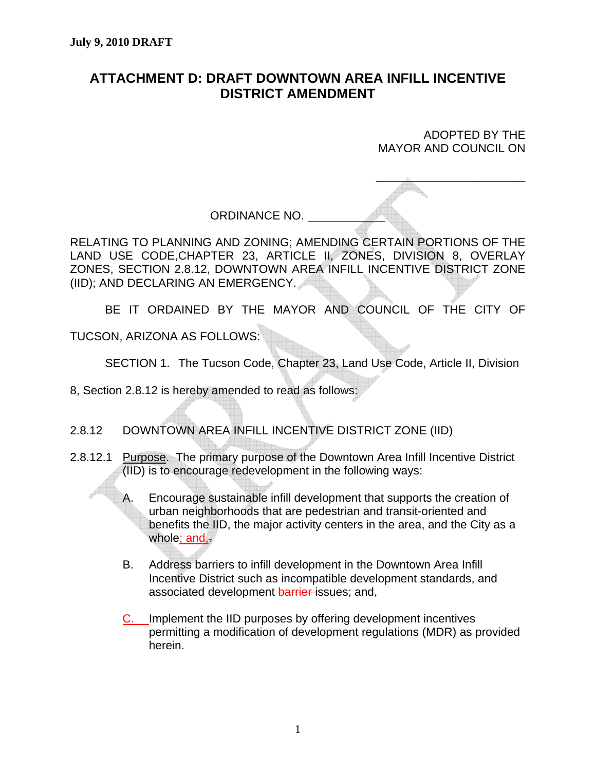July 9, 2010 DRAFT

# ATTACHMENT D: DRAFT DOWNTOWN AREA INFILL INCENTIVE DISTRICT AMENDMENT

ADOPTED BY THE MAYOR AND COUNCIL ON

\_\_\_\_\_\_\_\_\_\_\_\_\_\_\_\_\_\_\_\_\_\_\_\_

ORDINANCE NO. \_\_\_\_\_\_\_\_\_\_\_\_

RELATING TO PLANNING AND ZONING; AMENDING CERTAIN PORTIONS OF THE LAND USE CODE,CHAPTER 23, ARTICLE II, ZONES, DIVISION 8, OVERLAY ZONES, SECTION 2.8.12, DOWNTOWN AREA INFILL INCENTIVE DISTRICT ZONE (IID); AND DECLARING AN EMERGENCY.

BE IT ORDAINED BY THE MAYOR AND COUNCIL OF THE CITY OF TUCSON, ARIZONA AS FOLLOWS:

SECTION 1. The Tucson Code, Chapter 23, Land Use Code, Article II, Division 8, Section 2.8.12 is hereby amended to read as follows:

2.8.12 DOWNTOWN AREA INFILL INCENTIVE DISTRICT ZONE (IID)

2.8.12.1 Purpose. The primary purpose of the Downtown Area Infill Incentive District (IID) is to encourage redevelopment in the following ways:

A. Encourage sustainable infill development that supports the creation of urban neighborhoods that are pedestrian and transit-oriented and benefits the IID, the major activity centers in the area, and the City as a whole; and, .

B. Address barriers to infill development in the Downtown Area Infill Incentive District such as incompatible development standards, and associated development ~~barrier~~ issues; and,

C. Implement the IID purposes by offering development incentives permitting a modification of development regulations (MDR) as provided herein.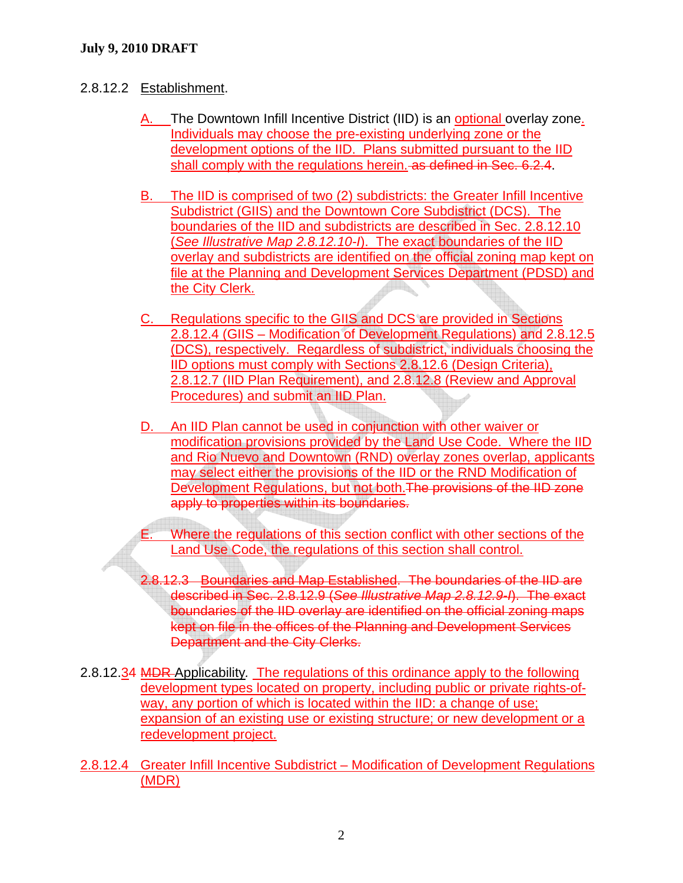**July 9, 2010 DRAFT**

2.8.12.2 Establishment.

A. The Downtown Infill Incentive District (IID) is an optional overlay zone. Individuals may choose the pre-existing underlying zone or the development options of the IID. Plans submitted pursuant to the IID shall comply with the regulations herein. ~~as defined in Sec. 6.2.4~~.

B. The IID is comprised of two (2) subdistricts: the Greater Infill Incentive Subdistrict (GIIS) and the Downtown Core Subdistrict (DCS). The boundaries of the IID and subdistricts are described in Sec. 2.8.12.10 (*See Illustrative Map 2.8.12.10-I*). The exact boundaries of the IID overlay and subdistricts are identified on the official zoning map kept on file at the Planning and Development Services Department (PDSD) and the City Clerk.

C. Regulations specific to the GIIS and DCS are provided in Sections 2.8.12.4 (GIIS – Modification of Development Regulations) and 2.8.12.5 (DCS), respectively. Regardless of subdistrict, individuals choosing the IID options must comply with Sections 2.8.12.6 (Design Criteria), 2.8.12.7 (IID Plan Requirement), and 2.8.12.8 (Review and Approval Procedures) and submit an IID Plan.

D. An IID Plan cannot be used in conjunction with other waiver or modification provisions provided by the Land Use Code. Where the IID and Rio Nuevo and Downtown (RND) overlay zones overlap, applicants may select either the provisions of the IID or the RND Modification of Development Regulations, but not both.~~The provisions of the IID zone apply to properties within its boundaries.~~

E. Where the regulations of this section conflict with other sections of the Land Use Code, the regulations of this section shall control.

~~2.8.12.3 Boundaries and Map Established. The boundaries of the IID are described in Sec. 2.8.12.9 (*See Illustrative Map 2.8.12.9-I*). The exact boundaries of the IID overlay are identified on the official zoning maps kept on file in the offices of the Planning and Development Services Department and the City Clerks.~~

2.8.12.3~~4~~ ~~MDR~~ Applicability. The regulations of this ordinance apply to the following development types located on property, including public or private rights-of-way, any portion of which is located within the IID: a change of use; expansion of an existing use or existing structure; or new development or a redevelopment project.

2.8.12.4 Greater Infill Incentive Subdistrict – Modification of Development Regulations (MDR)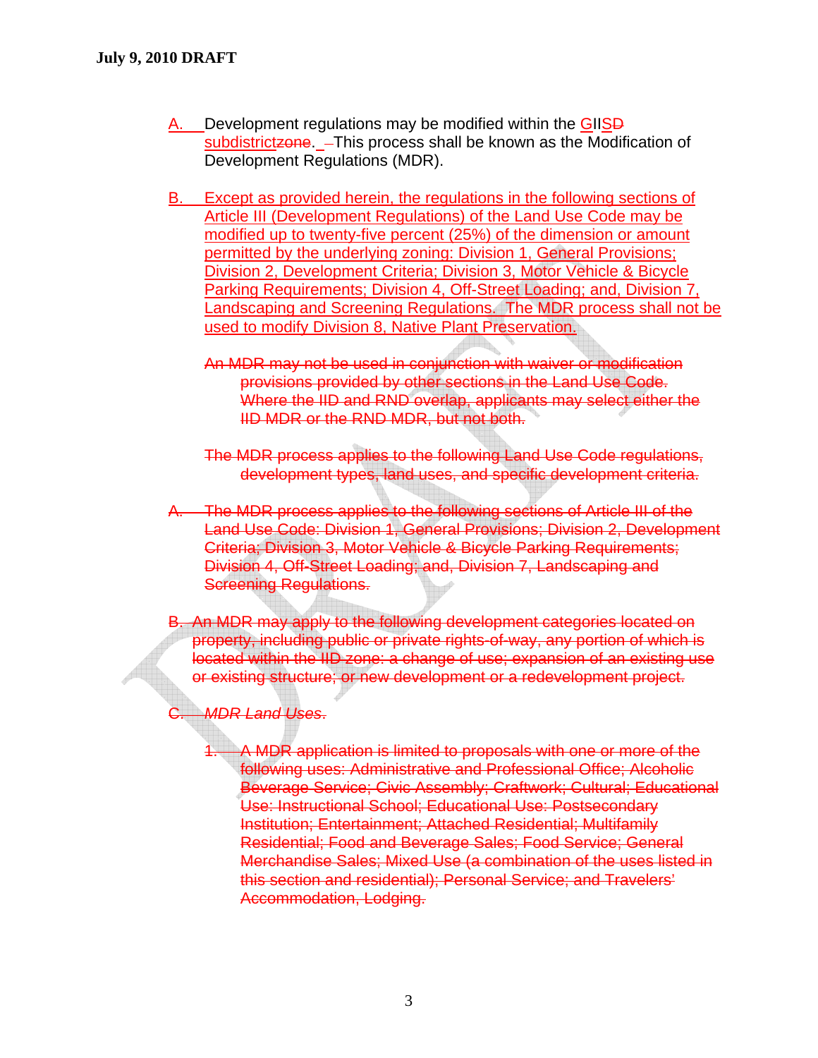**July 9, 2010 DRAFT**

A. Development regulations may be modified within the GIISD subdistrictzone. –This process shall be known as the Modification of Development Regulations (MDR).

B. Except as provided herein, the regulations in the following sections of Article III (Development Regulations) of the Land Use Code may be modified up to twenty-five percent (25%) of the dimension or amount permitted by the underlying zoning: Division 1, General Provisions; Division 2, Development Criteria; Division 3, Motor Vehicle & Bicycle Parking Requirements; Division 4, Off-Street Loading; and, Division 7, Landscaping and Screening Regulations. The MDR process shall not be used to modify Division 8, Native Plant Preservation.

~~An MDR may not be used in conjunction with waiver or modification provisions provided by other sections in the Land Use Code. Where the IID and RND overlap, applicants may select either the IID MDR or the RND MDR, but not both.~~

~~The MDR process applies to the following Land Use Code regulations, development types, land uses, and specific development criteria.~~

~~A. The MDR process applies to the following sections of Article III of the Land Use Code: Division 1, General Provisions; Division 2, Development Criteria; Division 3, Motor Vehicle & Bicycle Parking Requirements; Division 4, Off-Street Loading; and, Division 7, Landscaping and Screening Regulations.~~

~~B. An MDR may apply to the following development categories located on property, including public or private rights-of-way, any portion of which is located within the IID zone: a change of use; expansion of an existing use or existing structure; or new development or a redevelopment project.~~

~~C. *MDR Land Uses*.~~

~~1. A MDR application is limited to proposals with one or more of the following uses: Administrative and Professional Office; Alcoholic Beverage Service; Civic Assembly; Craftwork; Cultural; Educational Use: Instructional School; Educational Use: Postsecondary Institution; Entertainment; Attached Residential; Multifamily Residential; Food and Beverage Sales; Food Service; General Merchandise Sales; Mixed Use (a combination of the uses listed in this section and residential); Personal Service; and Travelers' Accommodation, Lodging.~~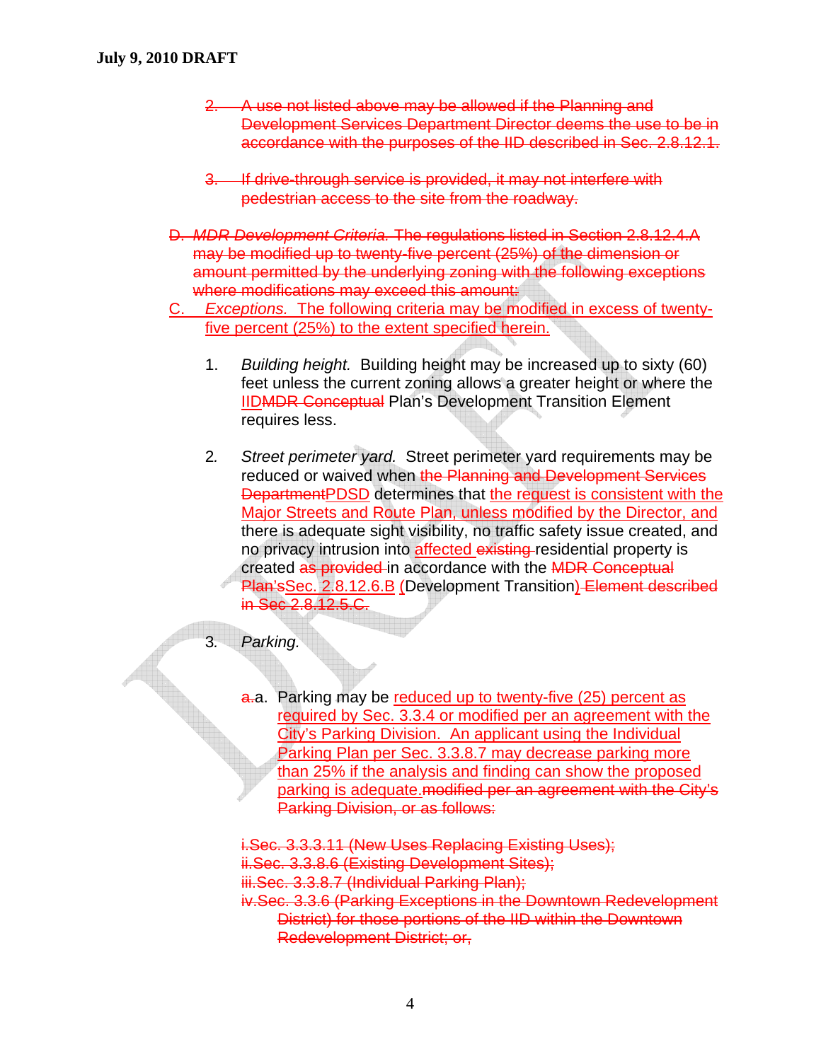**July 9, 2010 DRAFT**

2. ~~A use not listed above may be allowed if the Planning and Development Services Department Director deems the use to be in accordance with the purposes of the IID described in Sec. 2.8.12.1.~~

3. ~~If drive-through service is provided, it may not interfere with pedestrian access to the site from the roadway.~~

~~D. *MDR Development Criteria.* The regulations listed in Section 2.8.12.4.A may be modified up to twenty-five percent (25%) of the dimension or amount permitted by the underlying zoning with the following exceptions where modifications may exceed this amount:~~

C. *Exceptions.* The following criteria may be modified in excess of twenty-five percent (25%) to the extent specified herein.

1. *Building height.* Building height may be increased up to sixty (60) feet unless the current zoning allows a greater height or where the IID~~MDR Conceptual~~ Plan's Development Transition Element requires less.

2. *Street perimeter yard.* Street perimeter yard requirements may be reduced or waived when ~~the Planning and Development Services Department~~PDSD determines that the request is consistent with the Major Streets and Route Plan, unless modified by the Director, and there is adequate sight visibility, no traffic safety issue created, and no privacy intrusion into affected ~~existing~~ residential property is created ~~as provided~~ in accordance with the ~~MDR Conceptual Plan's~~Sec. 2.8.12.6.B (Development Transition) ~~Element described in Sec 2.8.12.5.C.~~

3. *Parking.*

   ~~a.~~a. Parking may be reduced up to twenty-five (25) percent as required by Sec. 3.3.4 or modified per an agreement with the City's Parking Division. An applicant using the Individual Parking Plan per Sec. 3.3.8.7 may decrease parking more than 25% if the analysis and finding can show the proposed parking is adequate.~~modified per an agreement with the City's Parking Division, or as follows:~~

   ~~i.Sec. 3.3.3.11 (New Uses Replacing Existing Uses);~~
   ~~ii.Sec. 3.3.8.6 (Existing Development Sites);~~
   ~~iii.Sec. 3.3.8.7 (Individual Parking Plan);~~
   ~~iv.Sec. 3.3.6 (Parking Exceptions in the Downtown Redevelopment District) for those portions of the IID within the Downtown Redevelopment District; or,~~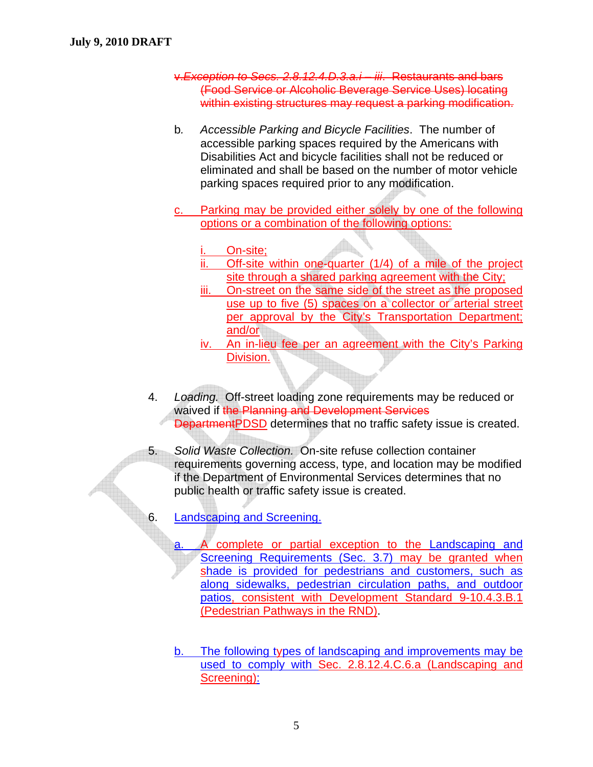**July 9, 2010 DRAFT**

~~v.*Exception to Secs. 2.8.12.4.D.3.a.i – iii.* Restaurants and bars (Food Service or Alcoholic Beverage Service Uses) locating within existing structures may request a parking modification.~~

b. *Accessible Parking and Bicycle Facilities*. The number of accessible parking spaces required by the Americans with Disabilities Act and bicycle facilities shall not be reduced or eliminated and shall be based on the number of motor vehicle parking spaces required prior to any modification.

c. Parking may be provided either solely by one of the following options or a combination of the following options:

i. On-site;
ii. Off-site within one-quarter (1/4) of a mile of the project site through a shared parking agreement with the City;
iii. On-street on the same side of the street as the proposed use up to five (5) spaces on a collector or arterial street per approval by the City's Transportation Department; and/or
iv. An in-lieu fee per an agreement with the City's Parking Division.

4. *Loading.* Off-street loading zone requirements may be reduced or waived if ~~the Planning and Development Services Department~~PDSD determines that no traffic safety issue is created.

5. *Solid Waste Collection.* On-site refuse collection container requirements governing access, type, and location may be modified if the Department of Environmental Services determines that no public health or traffic safety issue is created.

6. Landscaping and Screening.

a. A complete or partial exception to the Landscaping and Screening Requirements (Sec. 3.7) may be granted when shade is provided for pedestrians and customers, such as along sidewalks, pedestrian circulation paths, and outdoor patios, consistent with Development Standard 9-10.4.3.B.1 (Pedestrian Pathways in the RND).

b. The following types of landscaping and improvements may be used to comply with Sec. 2.8.12.4.C.6.a (Landscaping and Screening):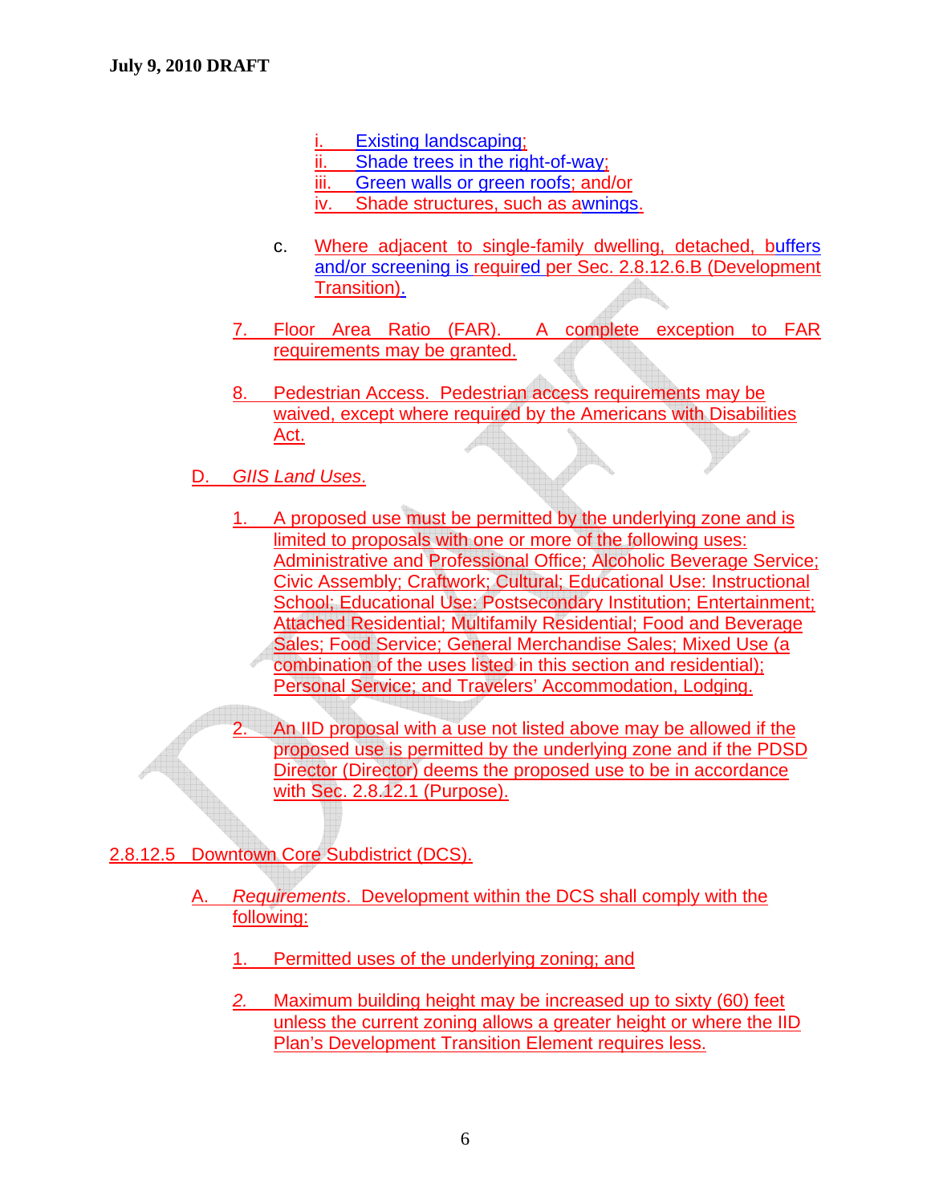i. Existing landscaping;
ii. Shade trees in the right-of-way;
iii. Green walls or green roofs; and/or
iv. Shade structures, such as awnings.

c. Where adjacent to single-family dwelling, detached, buffers and/or screening is required per Sec. 2.8.12.6.B (Development Transition).

7. Floor Area Ratio (FAR). A complete exception to FAR requirements may be granted.

8. Pedestrian Access. Pedestrian access requirements may be waived, except where required by the Americans with Disabilities Act.

D. *GIIS Land Uses*.

1. A proposed use must be permitted by the underlying zone and is limited to proposals with one or more of the following uses: Administrative and Professional Office; Alcoholic Beverage Service; Civic Assembly; Craftwork; Cultural; Educational Use: Instructional School; Educational Use: Postsecondary Institution; Entertainment; Attached Residential; Multifamily Residential; Food and Beverage Sales; Food Service; General Merchandise Sales; Mixed Use (a combination of the uses listed in this section and residential); Personal Service; and Travelers' Accommodation, Lodging.

2. An IID proposal with a use not listed above may be allowed if the proposed use is permitted by the underlying zone and if the PDSD Director (Director) deems the proposed use to be in accordance with Sec. 2.8.12.1 (Purpose).

2.8.12.5 Downtown Core Subdistrict (DCS).

A. *Requirements*. Development within the DCS shall comply with the following:

1. Permitted uses of the underlying zoning; and

2. Maximum building height may be increased up to sixty (60) feet unless the current zoning allows a greater height or where the IID Plan's Development Transition Element requires less.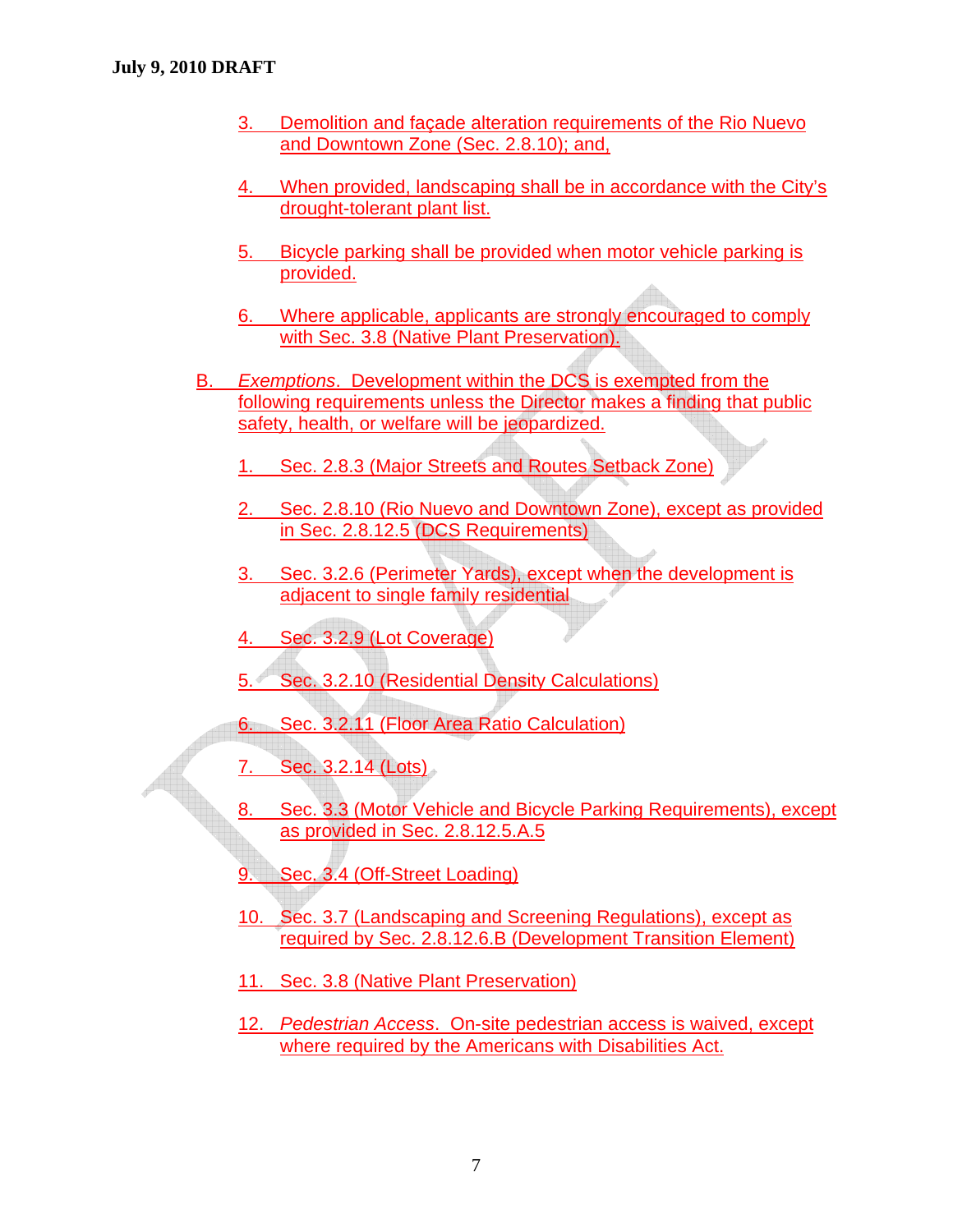3. Demolition and façade alteration requirements of the Rio Nuevo and Downtown Zone (Sec. 2.8.10); and,

4. When provided, landscaping shall be in accordance with the City's drought-tolerant plant list.

5. Bicycle parking shall be provided when motor vehicle parking is provided.

6. Where applicable, applicants are strongly encouraged to comply with Sec. 3.8 (Native Plant Preservation).

B. *Exemptions*. Development within the DCS is exempted from the following requirements unless the Director makes a finding that public safety, health, or welfare will be jeopardized.

1. Sec. 2.8.3 (Major Streets and Routes Setback Zone)

2. Sec. 2.8.10 (Rio Nuevo and Downtown Zone), except as provided in Sec. 2.8.12.5 (DCS Requirements)

3. Sec. 3.2.6 (Perimeter Yards), except when the development is adjacent to single family residential

4. Sec. 3.2.9 (Lot Coverage)

5. Sec. 3.2.10 (Residential Density Calculations)

6. Sec. 3.2.11 (Floor Area Ratio Calculation)

7. Sec. 3.2.14 (Lots)

8. Sec. 3.3 (Motor Vehicle and Bicycle Parking Requirements), except as provided in Sec. 2.8.12.5.A.5

9. Sec. 3.4 (Off-Street Loading)

10. Sec. 3.7 (Landscaping and Screening Regulations), except as required by Sec. 2.8.12.6.B (Development Transition Element)

11. Sec. 3.8 (Native Plant Preservation)

12. *Pedestrian Access*. On-site pedestrian access is waived, except where required by the Americans with Disabilities Act.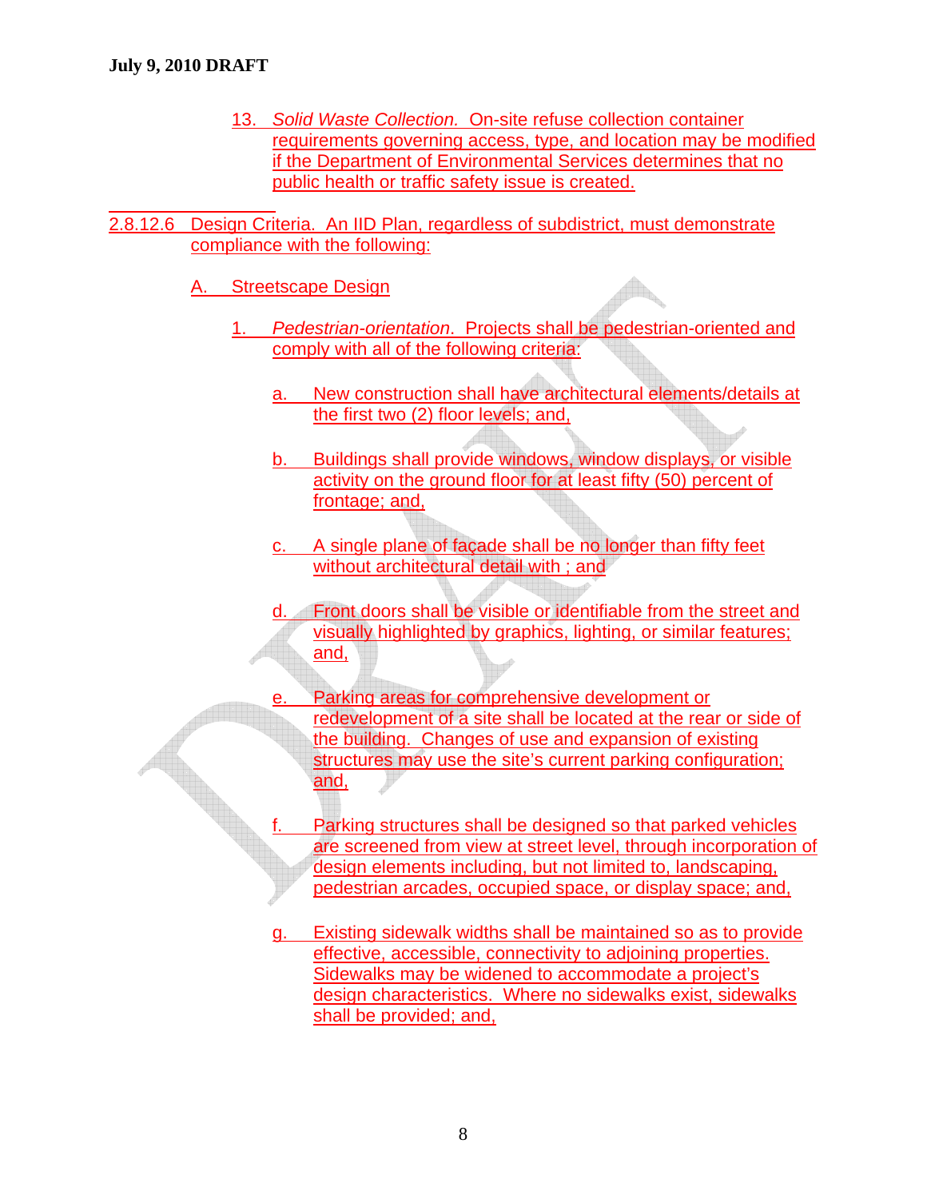13. *Solid Waste Collection.* On-site refuse collection container requirements governing access, type, and location may be modified if the Department of Environmental Services determines that no public health or traffic safety issue is created.

2.8.12.6 Design Criteria. An IID Plan, regardless of subdistrict, must demonstrate compliance with the following:

A. Streetscape Design

1. *Pedestrian-orientation*. Projects shall be pedestrian-oriented and comply with all of the following criteria:

   a. New construction shall have architectural elements/details at the first two (2) floor levels; and,

   b. Buildings shall provide windows, window displays, or visible activity on the ground floor for at least fifty (50) percent of frontage; and,

   c. A single plane of façade shall be no longer than fifty feet without architectural detail with ; and

   d. Front doors shall be visible or identifiable from the street and visually highlighted by graphics, lighting, or similar features; and,

   e. Parking areas for comprehensive development or redevelopment of a site shall be located at the rear or side of the building. Changes of use and expansion of existing structures may use the site's current parking configuration; and,

   f. Parking structures shall be designed so that parked vehicles are screened from view at street level, through incorporation of design elements including, but not limited to, landscaping, pedestrian arcades, occupied space, or display space; and,

   g. Existing sidewalk widths shall be maintained so as to provide effective, accessible, connectivity to adjoining properties. Sidewalks may be widened to accommodate a project's design characteristics. Where no sidewalks exist, sidewalks shall be provided; and,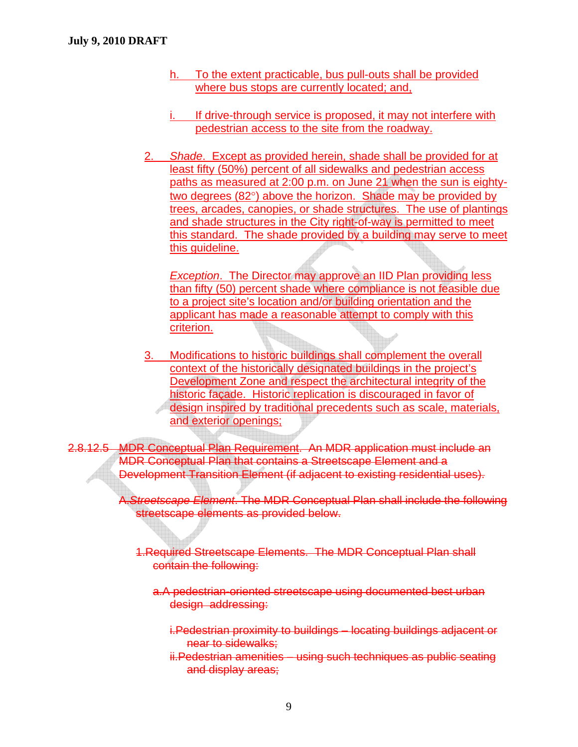h. To the extent practicable, bus pull-outs shall be provided where bus stops are currently located; and,

i. If drive-through service is proposed, it may not interfere with pedestrian access to the site from the roadway.

2. *Shade*. Except as provided herein, shade shall be provided for at least fifty (50%) percent of all sidewalks and pedestrian access paths as measured at 2:00 p.m. on June 21 when the sun is eighty-two degrees (82°) above the horizon. Shade may be provided by trees, arcades, canopies, or shade structures. The use of plantings and shade structures in the City right-of-way is permitted to meet this standard. The shade provided by a building may serve to meet this guideline.

*Exception*. The Director may approve an IID Plan providing less than fifty (50) percent shade where compliance is not feasible due to a project site's location and/or building orientation and the applicant has made a reasonable attempt to comply with this criterion.

3. Modifications to historic buildings shall complement the overall context of the historically designated buildings in the project's Development Zone and respect the architectural integrity of the historic façade. Historic replication is discouraged in favor of design inspired by traditional precedents such as scale, materials, and exterior openings;

~~2.8.12.5 MDR Conceptual Plan Requirement. An MDR application must include an MDR Conceptual Plan that contains a Streetscape Element and a Development Transition Element (if adjacent to existing residential uses).~~

~~A. *Streetscape Element*. The MDR Conceptual Plan shall include the following streetscape elements as provided below.~~

~~1. Required Streetscape Elements. The MDR Conceptual Plan shall contain the following:~~

~~a. A pedestrian-oriented streetscape using documented best urban design addressing:~~

~~i. Pedestrian proximity to buildings – locating buildings adjacent or near to sidewalks;~~

~~ii. Pedestrian amenities – using such techniques as public seating and display areas;~~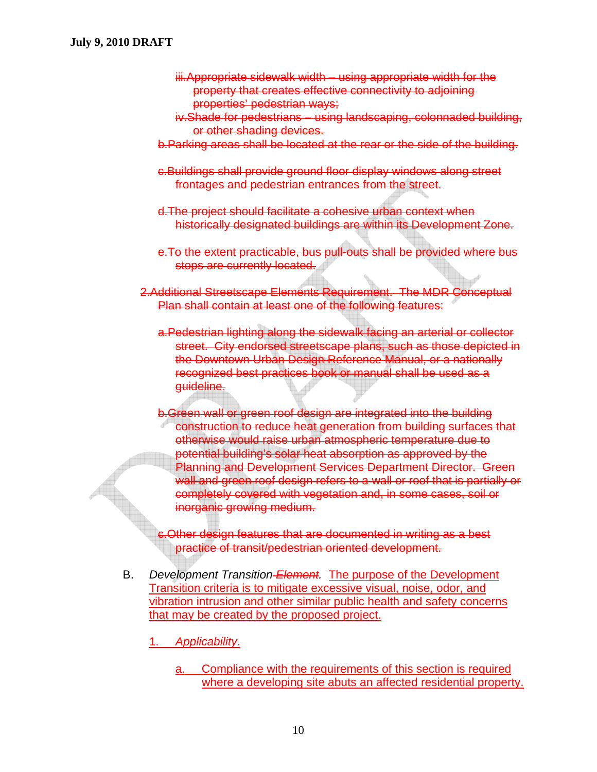**July 9, 2010 DRAFT**

~~iii.Appropriate sidewalk width – using appropriate width for the property that creates effective connectivity to adjoining properties' pedestrian ways;~~

~~iv.Shade for pedestrians – using landscaping, colonnaded building, or other shading devices.~~

~~b.Parking areas shall be located at the rear or the side of the building.~~

~~c.Buildings shall provide ground floor display windows along street frontages and pedestrian entrances from the street.~~

~~d.The project should facilitate a cohesive urban context when historically designated buildings are within its Development Zone.~~

~~e.To the extent practicable, bus pull-outs shall be provided where bus stops are currently located.~~

~~2.Additional Streetscape Elements Requirement. The MDR Conceptual Plan shall contain at least one of the following features:~~

~~a.Pedestrian lighting along the sidewalk facing an arterial or collector street. City endorsed streetscape plans, such as those depicted in the Downtown Urban Design Reference Manual, or a nationally recognized best practices book or manual shall be used as a guideline.~~

~~b.Green wall or green roof design are integrated into the building construction to reduce heat generation from building surfaces that otherwise would raise urban atmospheric temperature due to potential building's solar heat absorption as approved by the Planning and Development Services Department Director. Green wall and green roof design refers to a wall or roof that is partially or completely covered with vegetation and, in some cases, soil or inorganic growing medium.~~

~~c.Other design features that are documented in writing as a best practice of transit/pedestrian oriented development.~~

B. *Development Transition* ~~*Element*~~. <u>The purpose of the Development Transition criteria is to mitigate excessive visual, noise, odor, and vibration intrusion and other similar public health and safety concerns that may be created by the proposed project.</u>

<u>1. *Applicability*.</u>

<u>a. Compliance with the requirements of this section is required where a developing site abuts an affected residential property.</u>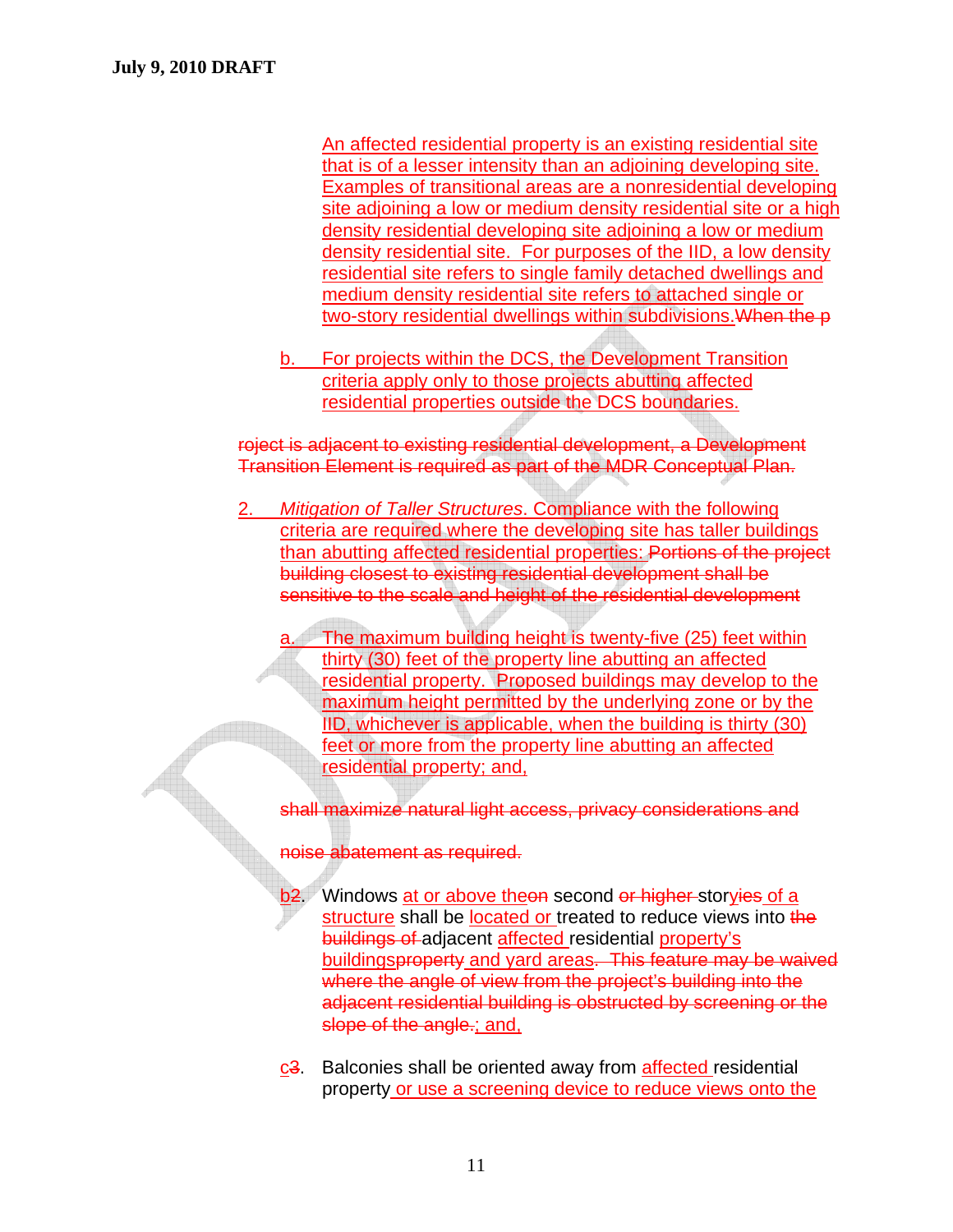**July 9, 2010 DRAFT**

An affected residential property is an existing residential site that is of a lesser intensity than an adjoining developing site. Examples of transitional areas are a nonresidential developing site adjoining a low or medium density residential site or a high density residential developing site adjoining a low or medium density residential site. For purposes of the IID, a low density residential site refers to single family detached dwellings and medium density residential site refers to attached single or two-story residential dwellings within subdivisions.~~When the p~~

b. For projects within the DCS, the Development Transition criteria apply only to those projects abutting affected residential properties outside the DCS boundaries.

~~roject is adjacent to existing residential development, a Development Transition Element is required as part of the MDR Conceptual Plan.~~

2. *Mitigation of Taller Structures*. Compliance with the following criteria are required where the developing site has taller buildings than abutting affected residential properties: ~~Portions of the project building closest to existing residential development shall be sensitive to the scale and height of the residential development~~

   a. The maximum building height is twenty-five (25) feet within thirty (30) feet of the property line abutting an affected residential property. Proposed buildings may develop to the maximum height permitted by the underlying zone or by the IID, whichever is applicable, when the building is thirty (30) feet or more from the property line abutting an affected residential property; and,

   ~~shall maximize natural light access, privacy considerations and~~

   ~~noise abatement as required.~~

   b~~2~~. Windows at or above the~~on~~ second ~~or higher~~ story~~ies~~ of a structure shall be located or treated to reduce views into ~~the buildings of~~ adjacent affected residential property's buildings~~property~~ and yard areas~~. This feature may be waived where the angle of view from the project's building into the adjacent residential building is obstructed by screening or the slope of the angle.~~; and,

   c~~3~~. Balconies shall be oriented away from affected residential property or use a screening device to reduce views onto the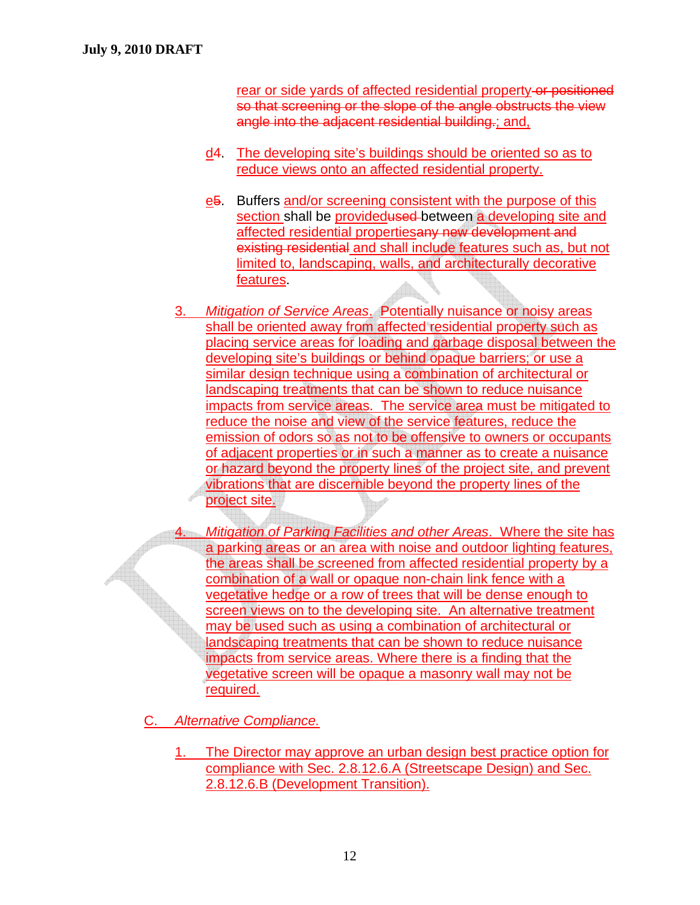rear or side yards of affected residential property or positioned so that screening or the slope of the angle obstructs the view angle into the adjacent residential building.; and,

d4. The developing site's buildings should be oriented so as to reduce views onto an affected residential property.

e5. Buffers and/or screening consistent with the purpose of this section shall be providedused between a developing site and affected residential propertiesany new development and existing residential and shall include features such as, but not limited to, landscaping, walls, and architecturally decorative features.

3. *Mitigation of Service Areas*. Potentially nuisance or noisy areas shall be oriented away from affected residential property such as placing service areas for loading and garbage disposal between the developing site's buildings or behind opaque barriers; or use a similar design technique using a combination of architectural or landscaping treatments that can be shown to reduce nuisance impacts from service areas. The service area must be mitigated to reduce the noise and view of the service features, reduce the emission of odors so as not to be offensive to owners or occupants of adjacent properties or in such a manner as to create a nuisance or hazard beyond the property lines of the project site, and prevent vibrations that are discernible beyond the property lines of the project site.

4. *Mitigation of Parking Facilities and other Areas*. Where the site has a parking areas or an area with noise and outdoor lighting features, the areas shall be screened from affected residential property by a combination of a wall or opaque non-chain link fence with a vegetative hedge or a row of trees that will be dense enough to screen views on to the developing site. An alternative treatment may be used such as using a combination of architectural or landscaping treatments that can be shown to reduce nuisance impacts from service areas. Where there is a finding that the vegetative screen will be opaque a masonry wall may not be required.

C. *Alternative Compliance.*

1. The Director may approve an urban design best practice option for compliance with Sec. 2.8.12.6.A (Streetscape Design) and Sec. 2.8.12.6.B (Development Transition).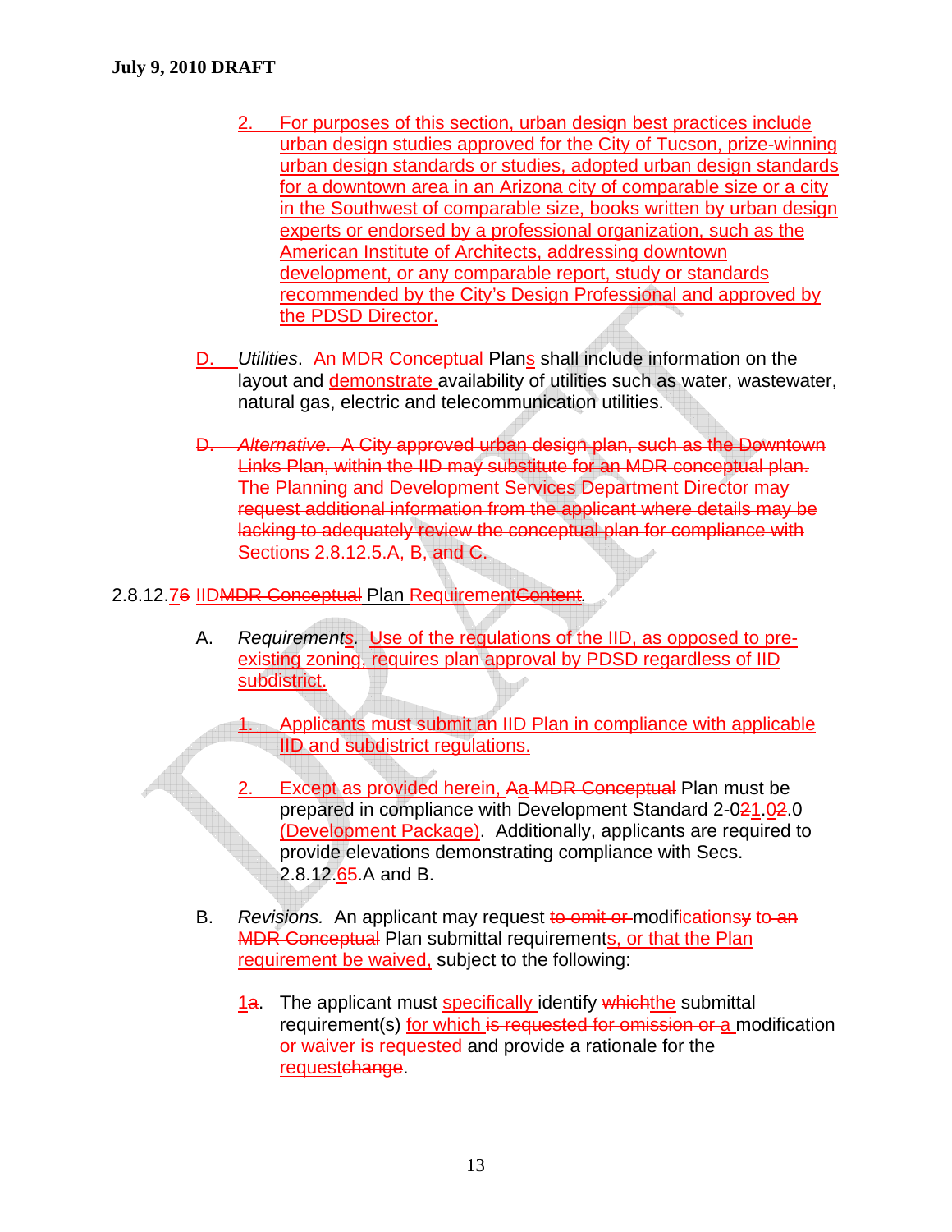2. For purposes of this section, urban design best practices include urban design studies approved for the City of Tucson, prize-winning urban design standards or studies, adopted urban design standards for a downtown area in an Arizona city of comparable size or a city in the Southwest of comparable size, books written by urban design experts or endorsed by a professional organization, such as the American Institute of Architects, addressing downtown development, or any comparable report, study or standards recommended by the City's Design Professional and approved by the PDSD Director.

D. *Utilities*. An MDR Conceptual Plans shall include information on the layout and demonstrate availability of utilities such as water, wastewater, natural gas, electric and telecommunication utilities.

D. *Alternative*. A City approved urban design plan, such as the Downtown Links Plan, within the IID may substitute for an MDR conceptual plan. The Planning and Development Services Department Director may request additional information from the applicant where details may be lacking to adequately review the conceptual plan for compliance with Sections 2.8.12.5.A, B, and C.

2.8.12.76 IIDMDR Conceptual Plan RequirementContent.

A. *Requirements*. Use of the regulations of the IID, as opposed to pre-existing zoning, requires plan approval by PDSD regardless of IID subdistrict.

1. Applicants must submit an IID Plan in compliance with applicable IID and subdistrict regulations.

2. Except as provided herein, Aa MDR Conceptual Plan must be prepared in compliance with Development Standard 2-021.02.0 (Development Package). Additionally, applicants are required to provide elevations demonstrating compliance with Secs. 2.8.12.65.A and B.

B. *Revisions*. An applicant may request to omit or modificationsy to an MDR Conceptual Plan submittal requirements, or that the Plan requirement be waived, subject to the following:

1a. The applicant must specifically identify whichthe submittal requirement(s) for which is requested for omission or a modification or waiver is requested and provide a rationale for the requestchange.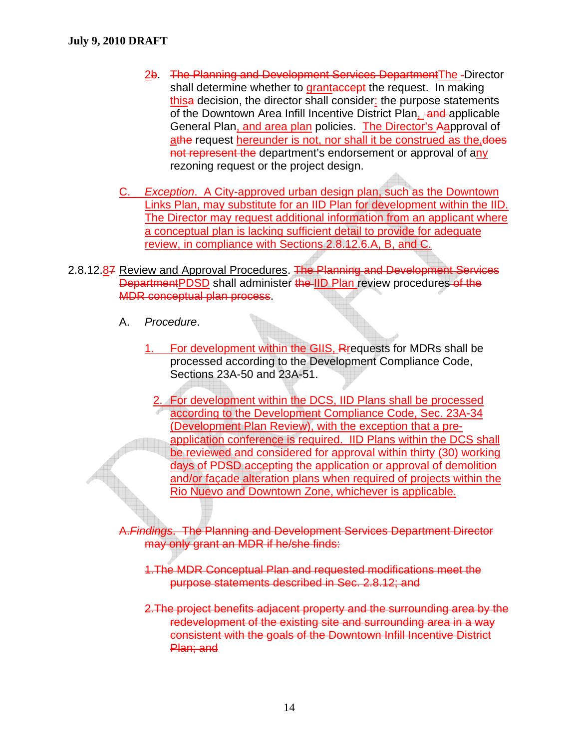**July 9, 2010 DRAFT**

2b. The Planning and Development Services DepartmentThe -Director shall determine whether to grantaccept the request. In making thisa decision, the director shall consider: the purpose statements of the Downtown Area Infill Incentive District Plan, -and applicable General Plan, and area plan policies. The Director's Aapproval of athe request hereunder is not, nor shall it be construed as the,does not represent the department's endorsement or approval of any rezoning request or the project design.

C. *Exception*. A City-approved urban design plan, such as the Downtown Links Plan, may substitute for an IID Plan for development within the IID. The Director may request additional information from an applicant where a conceptual plan is lacking sufficient detail to provide for adequate review, in compliance with Sections 2.8.12.6.A, B, and C.

2.8.12.87 Review and Approval Procedures. The Planning and Development Services DepartmentPDSD shall administer the IID Plan review procedures of the MDR conceptual plan process.

A. *Procedure*.

1. For development within the GIIS, Rrequests for MDRs shall be processed according to the Development Compliance Code, Sections 23A-50 and 23A-51.

2. For development within the DCS, IID Plans shall be processed according to the Development Compliance Code, Sec. 23A-34 (Development Plan Review), with the exception that a pre-application conference is required. IID Plans within the DCS shall be reviewed and considered for approval within thirty (30) working days of PDSD accepting the application or approval of demolition and/or façade alteration plans when required of projects within the Rio Nuevo and Downtown Zone, whichever is applicable.

A. *Findings*. The Planning and Development Services Department Director may only grant an MDR if he/she finds:

1. The MDR Conceptual Plan and requested modifications meet the purpose statements described in Sec. 2.8.12; and

2. The project benefits adjacent property and the surrounding area by the redevelopment of the existing site and surrounding area in a way consistent with the goals of the Downtown Infill Incentive District Plan; and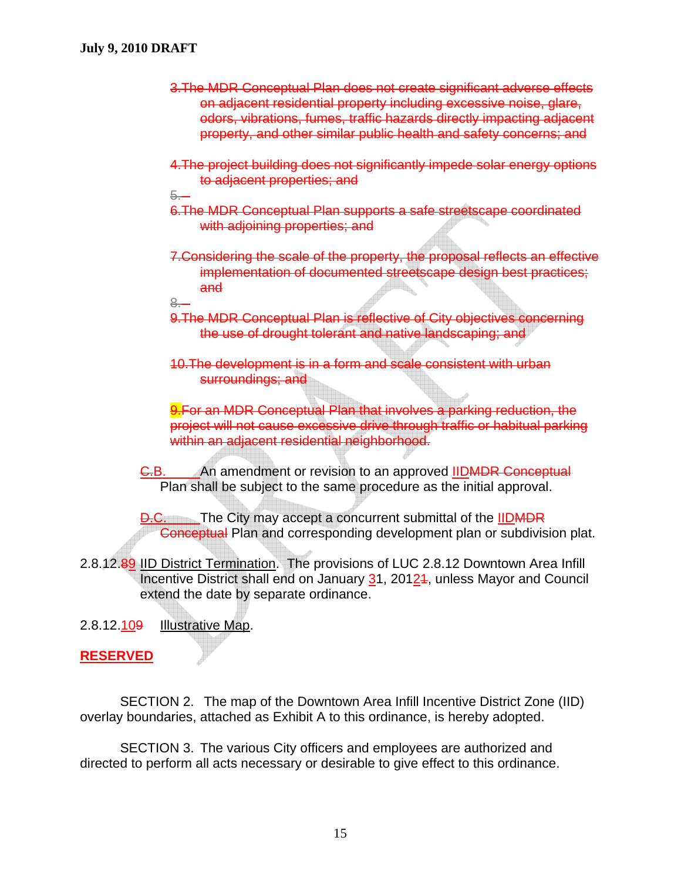July 9, 2010 DRAFT

~~3.The MDR Conceptual Plan does not create significant adverse effects on adjacent residential property including excessive noise, glare, odors, vibrations, fumes, traffic hazards directly impacting adjacent property, and other similar public health and safety concerns; and~~

~~4.The project building does not significantly impede solar energy options to adjacent properties; and~~

~~5.~~

~~6.The MDR Conceptual Plan supports a safe streetscape coordinated with adjoining properties; and~~

~~7.Considering the scale of the property, the proposal reflects an effective implementation of documented streetscape design best practices; and~~

~~8.~~

~~9.The MDR Conceptual Plan is reflective of City objectives concerning the use of drought tolerant and native landscaping; and~~

~~10.The development is in a form and scale consistent with urban surroundings; and~~

~~9.For an MDR Conceptual Plan that involves a parking reduction, the project will not cause excessive drive through traffic or habitual parking within an adjacent residential neighborhood.~~

~~C.~~B. An amendment or revision to an approved IID~~MDR Conceptual~~ Plan shall be subject to the same procedure as the initial approval.

~~D.~~C. The City may accept a concurrent submittal of the IID~~MDR Conceptual~~ Plan and corresponding development plan or subdivision plat.

2.8.12.~~8~~9 IID District Termination. The provisions of LUC 2.8.12 Downtown Area Infill Incentive District shall end on January 3~~1~~1, 2012~~1~~, unless Mayor and Council extend the date by separate ordinance.

2.8.12.10~~9~~ Illustrative Map.

**RESERVED**

SECTION 2. The map of the Downtown Area Infill Incentive District Zone (IID) overlay boundaries, attached as Exhibit A to this ordinance, is hereby adopted.

SECTION 3. The various City officers and employees are authorized and directed to perform all acts necessary or desirable to give effect to this ordinance.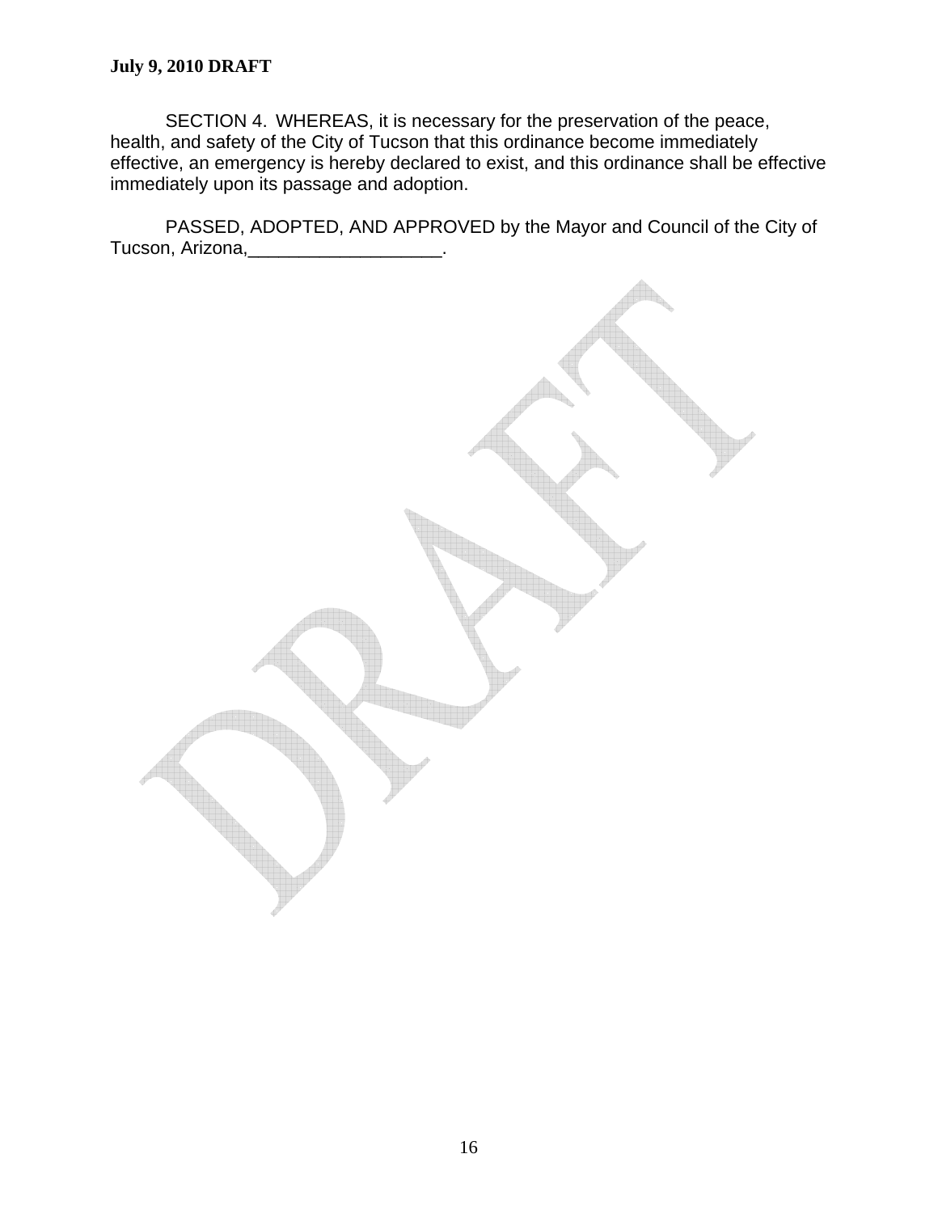SECTION 4. WHEREAS, it is necessary for the preservation of the peace, health, and safety of the City of Tucson that this ordinance become immediately effective, an emergency is hereby declared to exist, and this ordinance shall be effective immediately upon its passage and adoption.

PASSED, ADOPTED, AND APPROVED by the Mayor and Council of the City of Tucson, Arizona,___________________.